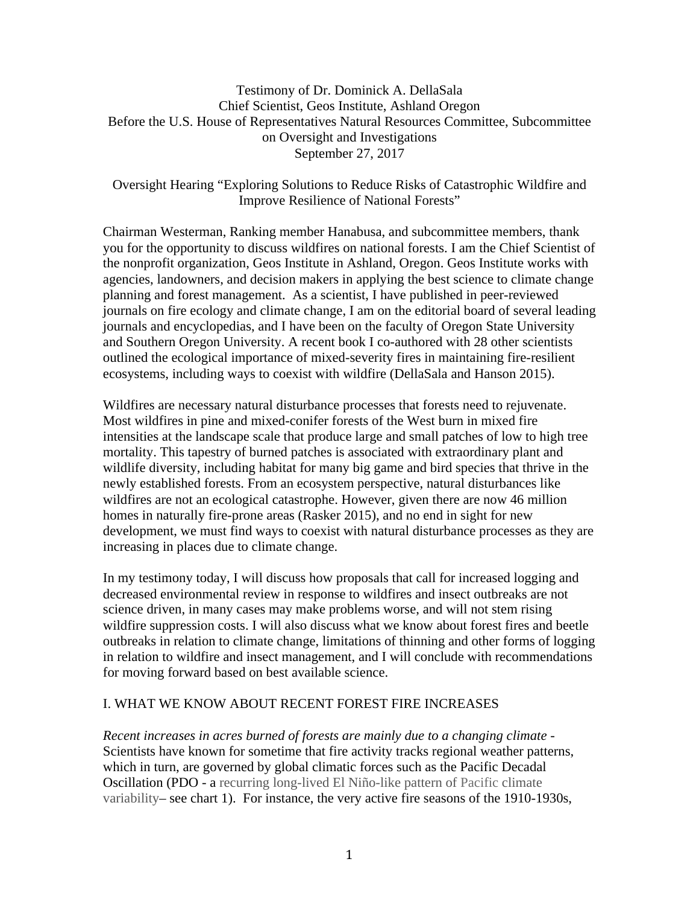Testimony of Dr. Dominick A. DellaSala
Chief Scientist, Geos Institute, Ashland Oregon
Before the U.S. House of Representatives Natural Resources Committee, Subcommittee on Oversight and Investigations
September 27, 2017

Oversight Hearing "Exploring Solutions to Reduce Risks of Catastrophic Wildfire and Improve Resilience of National Forests"

Chairman Westerman, Ranking member Hanabusa, and subcommittee members, thank you for the opportunity to discuss wildfires on national forests. I am the Chief Scientist of the nonprofit organization, Geos Institute in Ashland, Oregon. Geos Institute works with agencies, landowners, and decision makers in applying the best science to climate change planning and forest management. As a scientist, I have published in peer-reviewed journals on fire ecology and climate change, I am on the editorial board of several leading journals and encyclopedias, and I have been on the faculty of Oregon State University and Southern Oregon University. A recent book I co-authored with 28 other scientists outlined the ecological importance of mixed-severity fires in maintaining fire-resilient ecosystems, including ways to coexist with wildfire (DellaSala and Hanson 2015).

Wildfires are necessary natural disturbance processes that forests need to rejuvenate. Most wildfires in pine and mixed-conifer forests of the West burn in mixed fire intensities at the landscape scale that produce large and small patches of low to high tree mortality. This tapestry of burned patches is associated with extraordinary plant and wildlife diversity, including habitat for many big game and bird species that thrive in the newly established forests. From an ecosystem perspective, natural disturbances like wildfires are not an ecological catastrophe. However, given there are now 46 million homes in naturally fire-prone areas (Rasker 2015), and no end in sight for new development, we must find ways to coexist with natural disturbance processes as they are increasing in places due to climate change.

In my testimony today, I will discuss how proposals that call for increased logging and decreased environmental review in response to wildfires and insect outbreaks are not science driven, in many cases may make problems worse, and will not stem rising wildfire suppression costs. I will also discuss what we know about forest fires and beetle outbreaks in relation to climate change, limitations of thinning and other forms of logging in relation to wildfire and insect management, and I will conclude with recommendations for moving forward based on best available science.

## I. WHAT WE KNOW ABOUT RECENT FOREST FIRE INCREASES

*Recent increases in acres burned of forests are mainly due to a changing climate* - Scientists have known for sometime that fire activity tracks regional weather patterns, which in turn, are governed by global climatic forces such as the Pacific Decadal Oscillation (PDO - a recurring long-lived El Niño-like pattern of Pacific climate variability– see chart 1). For instance, the very active fire seasons of the 1910-1930s,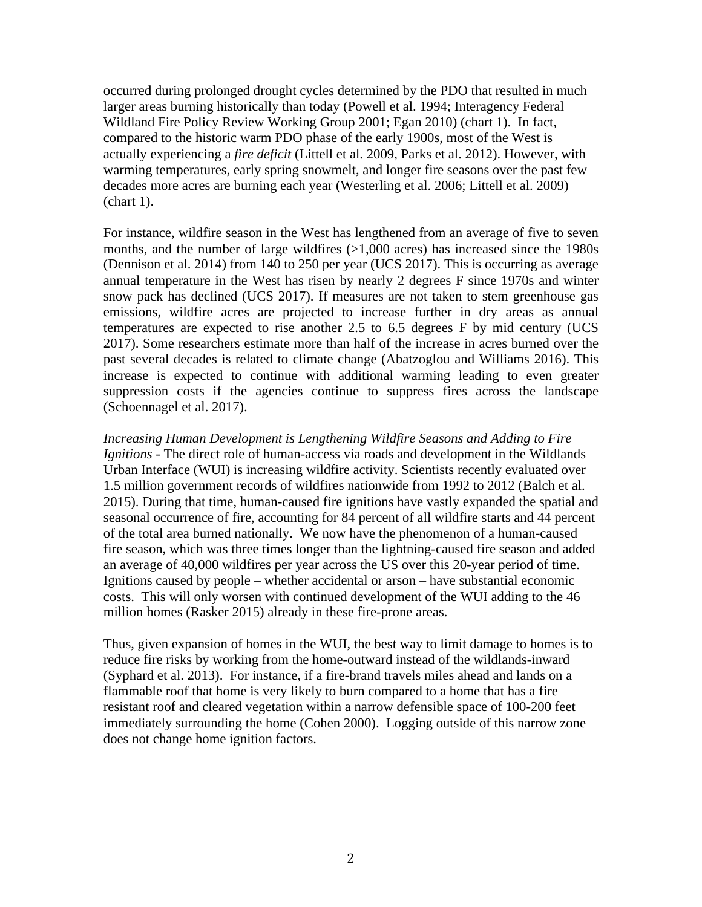occurred during prolonged drought cycles determined by the PDO that resulted in much larger areas burning historically than today (Powell et al. 1994; Interagency Federal Wildland Fire Policy Review Working Group 2001; Egan 2010) (chart 1). In fact, compared to the historic warm PDO phase of the early 1900s, most of the West is actually experiencing a *fire deficit* (Littell et al. 2009, Parks et al. 2012). However, with warming temperatures, early spring snowmelt, and longer fire seasons over the past few decades more acres are burning each year (Westerling et al. 2006; Littell et al. 2009) (chart 1).

For instance, wildfire season in the West has lengthened from an average of five to seven months, and the number of large wildfires (>1,000 acres) has increased since the 1980s (Dennison et al. 2014) from 140 to 250 per year (UCS 2017). This is occurring as average annual temperature in the West has risen by nearly 2 degrees F since 1970s and winter snow pack has declined (UCS 2017). If measures are not taken to stem greenhouse gas emissions, wildfire acres are projected to increase further in dry areas as annual temperatures are expected to rise another 2.5 to 6.5 degrees F by mid century (UCS 2017). Some researchers estimate more than half of the increase in acres burned over the past several decades is related to climate change (Abatzoglou and Williams 2016). This increase is expected to continue with additional warming leading to even greater suppression costs if the agencies continue to suppress fires across the landscape (Schoennagel et al. 2017).

*Increasing Human Development is Lengthening Wildfire Seasons and Adding to Fire Ignitions* - The direct role of human-access via roads and development in the Wildlands Urban Interface (WUI) is increasing wildfire activity. Scientists recently evaluated over 1.5 million government records of wildfires nationwide from 1992 to 2012 (Balch et al. 2015). During that time, human-caused fire ignitions have vastly expanded the spatial and seasonal occurrence of fire, accounting for 84 percent of all wildfire starts and 44 percent of the total area burned nationally. We now have the phenomenon of a human-caused fire season, which was three times longer than the lightning-caused fire season and added an average of 40,000 wildfires per year across the US over this 20-year period of time. Ignitions caused by people – whether accidental or arson – have substantial economic costs. This will only worsen with continued development of the WUI adding to the 46 million homes (Rasker 2015) already in these fire-prone areas.

Thus, given expansion of homes in the WUI, the best way to limit damage to homes is to reduce fire risks by working from the home-outward instead of the wildlands-inward (Syphard et al. 2013). For instance, if a fire-brand travels miles ahead and lands on a flammable roof that home is very likely to burn compared to a home that has a fire resistant roof and cleared vegetation within a narrow defensible space of 100-200 feet immediately surrounding the home (Cohen 2000). Logging outside of this narrow zone does not change home ignition factors.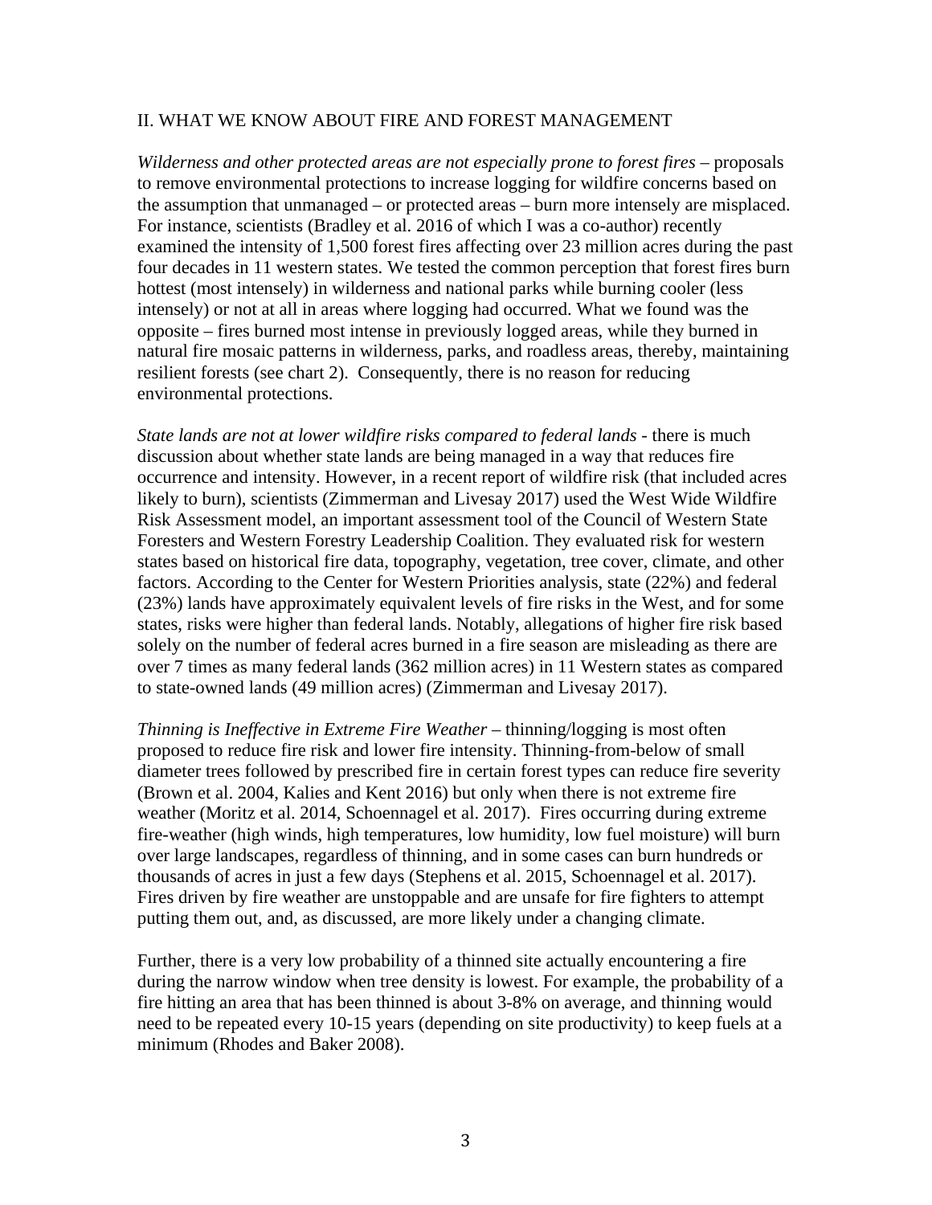## II. WHAT WE KNOW ABOUT FIRE AND FOREST MANAGEMENT

*Wilderness and other protected areas are not especially prone to forest fires* – proposals to remove environmental protections to increase logging for wildfire concerns based on the assumption that unmanaged – or protected areas – burn more intensely are misplaced. For instance, scientists (Bradley et al. 2016 of which I was a co-author) recently examined the intensity of 1,500 forest fires affecting over 23 million acres during the past four decades in 11 western states. We tested the common perception that forest fires burn hottest (most intensely) in wilderness and national parks while burning cooler (less intensely) or not at all in areas where logging had occurred. What we found was the opposite – fires burned most intense in previously logged areas, while they burned in natural fire mosaic patterns in wilderness, parks, and roadless areas, thereby, maintaining resilient forests (see chart 2). Consequently, there is no reason for reducing environmental protections.

*State lands are not at lower wildfire risks compared to federal lands* - there is much discussion about whether state lands are being managed in a way that reduces fire occurrence and intensity. However, in a recent report of wildfire risk (that included acres likely to burn), scientists (Zimmerman and Livesay 2017) used the West Wide Wildfire Risk Assessment model, an important assessment tool of the Council of Western State Foresters and Western Forestry Leadership Coalition. They evaluated risk for western states based on historical fire data, topography, vegetation, tree cover, climate, and other factors. According to the Center for Western Priorities analysis, state (22%) and federal (23%) lands have approximately equivalent levels of fire risks in the West, and for some states, risks were higher than federal lands. Notably, allegations of higher fire risk based solely on the number of federal acres burned in a fire season are misleading as there are over 7 times as many federal lands (362 million acres) in 11 Western states as compared to state-owned lands (49 million acres) (Zimmerman and Livesay 2017).

*Thinning is Ineffective in Extreme Fire Weather* – thinning/logging is most often proposed to reduce fire risk and lower fire intensity. Thinning-from-below of small diameter trees followed by prescribed fire in certain forest types can reduce fire severity (Brown et al. 2004, Kalies and Kent 2016) but only when there is not extreme fire weather (Moritz et al. 2014, Schoennagel et al. 2017). Fires occurring during extreme fire-weather (high winds, high temperatures, low humidity, low fuel moisture) will burn over large landscapes, regardless of thinning, and in some cases can burn hundreds or thousands of acres in just a few days (Stephens et al. 2015, Schoennagel et al. 2017). Fires driven by fire weather are unstoppable and are unsafe for fire fighters to attempt putting them out, and, as discussed, are more likely under a changing climate.

Further, there is a very low probability of a thinned site actually encountering a fire during the narrow window when tree density is lowest. For example, the probability of a fire hitting an area that has been thinned is about 3-8% on average, and thinning would need to be repeated every 10-15 years (depending on site productivity) to keep fuels at a minimum (Rhodes and Baker 2008).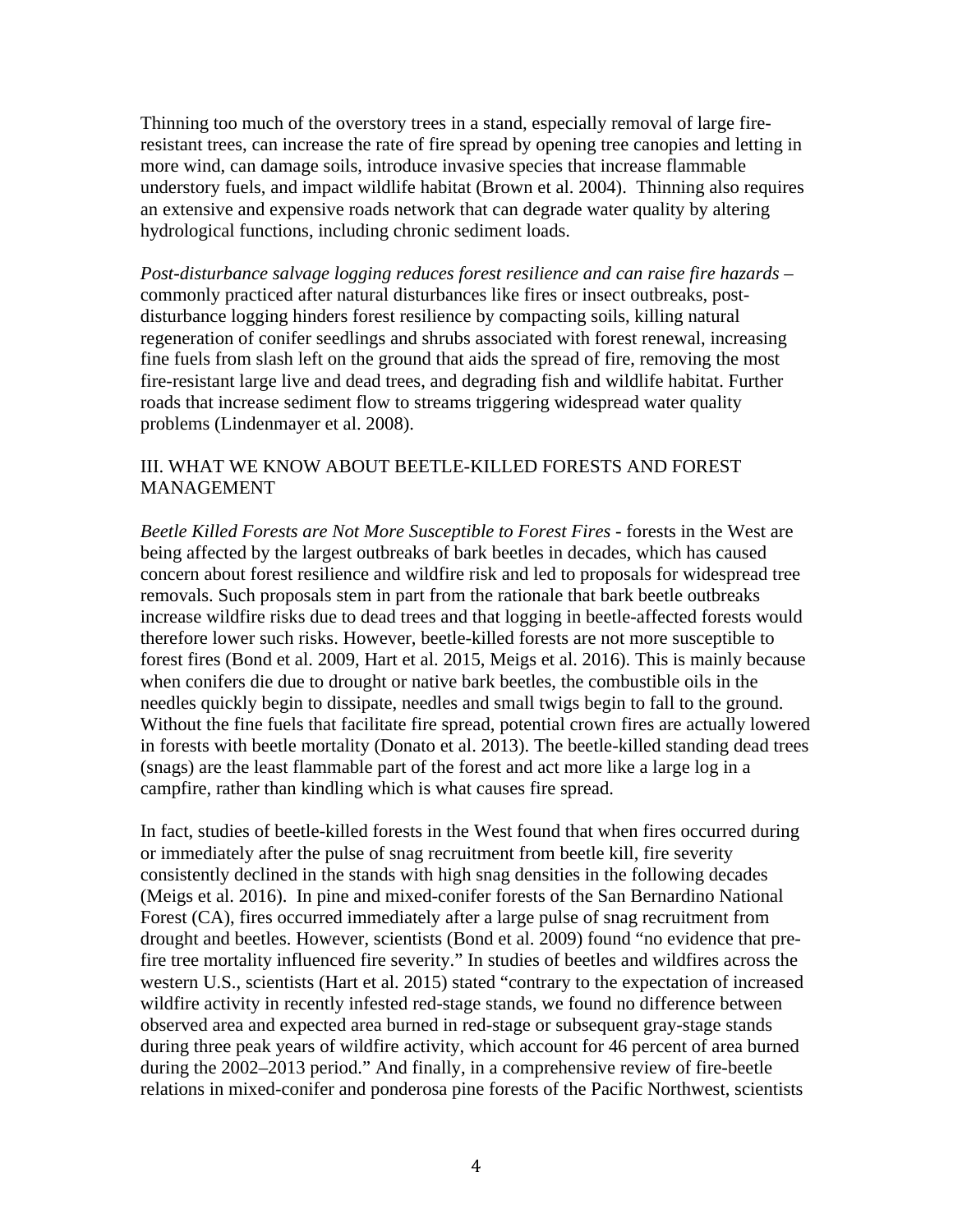Thinning too much of the overstory trees in a stand, especially removal of large fire-resistant trees, can increase the rate of fire spread by opening tree canopies and letting in more wind, can damage soils, introduce invasive species that increase flammable understory fuels, and impact wildlife habitat (Brown et al. 2004). Thinning also requires an extensive and expensive roads network that can degrade water quality by altering hydrological functions, including chronic sediment loads.

*Post-disturbance salvage logging reduces forest resilience and can raise fire hazards* – commonly practiced after natural disturbances like fires or insect outbreaks, post-disturbance logging hinders forest resilience by compacting soils, killing natural regeneration of conifer seedlings and shrubs associated with forest renewal, increasing fine fuels from slash left on the ground that aids the spread of fire, removing the most fire-resistant large live and dead trees, and degrading fish and wildlife habitat. Further roads that increase sediment flow to streams triggering widespread water quality problems (Lindenmayer et al. 2008).

## III. WHAT WE KNOW ABOUT BEETLE-KILLED FORESTS AND FOREST MANAGEMENT

*Beetle Killed Forests are Not More Susceptible to Forest Fires* - forests in the West are being affected by the largest outbreaks of bark beetles in decades, which has caused concern about forest resilience and wildfire risk and led to proposals for widespread tree removals. Such proposals stem in part from the rationale that bark beetle outbreaks increase wildfire risks due to dead trees and that logging in beetle-affected forests would therefore lower such risks. However, beetle-killed forests are not more susceptible to forest fires (Bond et al. 2009, Hart et al. 2015, Meigs et al. 2016). This is mainly because when conifers die due to drought or native bark beetles, the combustible oils in the needles quickly begin to dissipate, needles and small twigs begin to fall to the ground. Without the fine fuels that facilitate fire spread, potential crown fires are actually lowered in forests with beetle mortality (Donato et al. 2013). The beetle-killed standing dead trees (snags) are the least flammable part of the forest and act more like a large log in a campfire, rather than kindling which is what causes fire spread.

In fact, studies of beetle-killed forests in the West found that when fires occurred during or immediately after the pulse of snag recruitment from beetle kill, fire severity consistently declined in the stands with high snag densities in the following decades (Meigs et al. 2016). In pine and mixed-conifer forests of the San Bernardino National Forest (CA), fires occurred immediately after a large pulse of snag recruitment from drought and beetles. However, scientists (Bond et al. 2009) found "no evidence that pre-fire tree mortality influenced fire severity." In studies of beetles and wildfires across the western U.S., scientists (Hart et al. 2015) stated "contrary to the expectation of increased wildfire activity in recently infested red-stage stands, we found no difference between observed area and expected area burned in red-stage or subsequent gray-stage stands during three peak years of wildfire activity, which account for 46 percent of area burned during the 2002–2013 period." And finally, in a comprehensive review of fire-beetle relations in mixed-conifer and ponderosa pine forests of the Pacific Northwest, scientists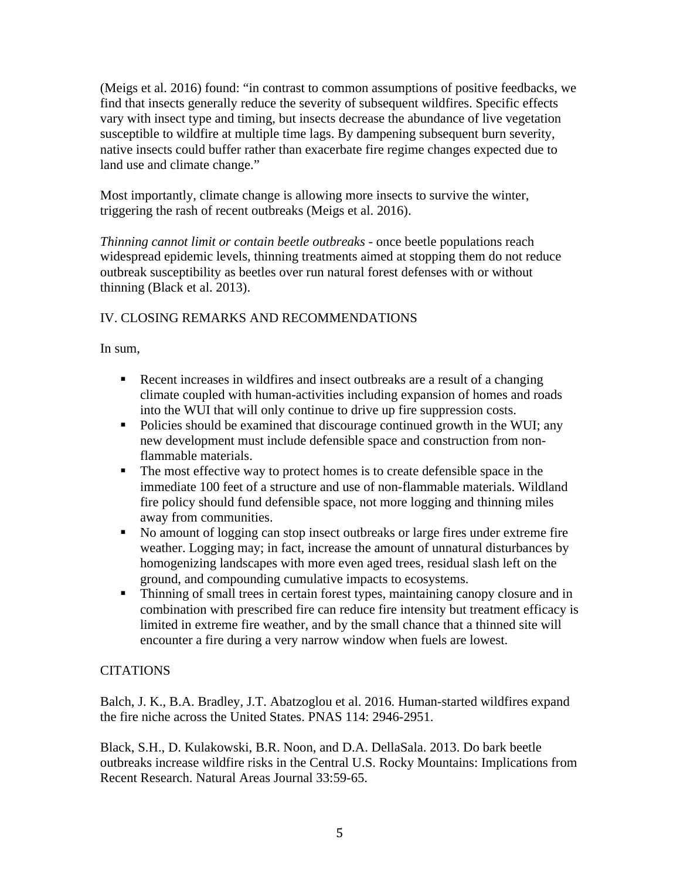(Meigs et al. 2016) found: "in contrast to common assumptions of positive feedbacks, we find that insects generally reduce the severity of subsequent wildfires. Specific effects vary with insect type and timing, but insects decrease the abundance of live vegetation susceptible to wildfire at multiple time lags. By dampening subsequent burn severity, native insects could buffer rather than exacerbate fire regime changes expected due to land use and climate change."

Most importantly, climate change is allowing more insects to survive the winter, triggering the rash of recent outbreaks (Meigs et al. 2016).

*Thinning cannot limit or contain beetle outbreaks* - once beetle populations reach widespread epidemic levels, thinning treatments aimed at stopping them do not reduce outbreak susceptibility as beetles over run natural forest defenses with or without thinning (Black et al. 2013).

## IV. CLOSING REMARKS AND RECOMMENDATIONS

In sum,

- Recent increases in wildfires and insect outbreaks are a result of a changing climate coupled with human-activities including expansion of homes and roads into the WUI that will only continue to drive up fire suppression costs.
- Policies should be examined that discourage continued growth in the WUI; any new development must include defensible space and construction from non-flammable materials.
- The most effective way to protect homes is to create defensible space in the immediate 100 feet of a structure and use of non-flammable materials. Wildland fire policy should fund defensible space, not more logging and thinning miles away from communities.
- No amount of logging can stop insect outbreaks or large fires under extreme fire weather. Logging may; in fact, increase the amount of unnatural disturbances by homogenizing landscapes with more even aged trees, residual slash left on the ground, and compounding cumulative impacts to ecosystems.
- Thinning of small trees in certain forest types, maintaining canopy closure and in combination with prescribed fire can reduce fire intensity but treatment efficacy is limited in extreme fire weather, and by the small chance that a thinned site will encounter a fire during a very narrow window when fuels are lowest.

## CITATIONS

Balch, J. K., B.A. Bradley, J.T. Abatzoglou et al. 2016. Human-started wildfires expand the fire niche across the United States. PNAS 114: 2946-2951.

Black, S.H., D. Kulakowski, B.R. Noon, and D.A. DellaSala. 2013. Do bark beetle outbreaks increase wildfire risks in the Central U.S. Rocky Mountains: Implications from Recent Research. Natural Areas Journal 33:59-65.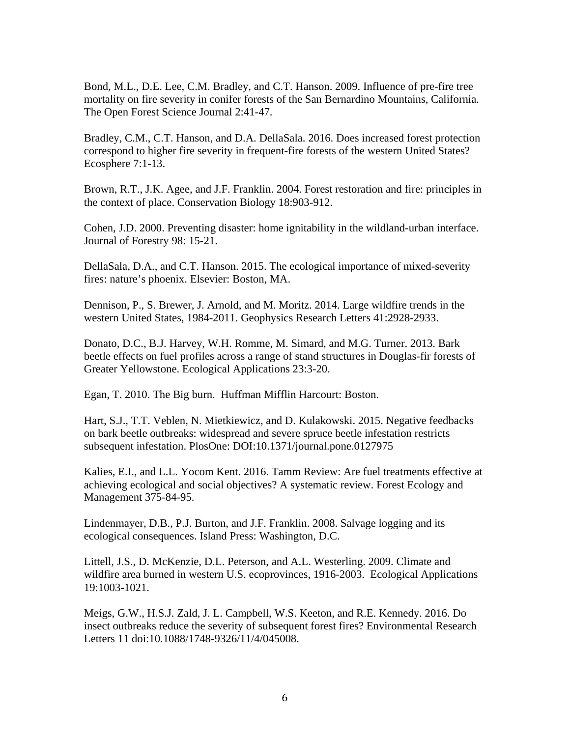Bond, M.L., D.E. Lee, C.M. Bradley, and C.T. Hanson. 2009. Influence of pre-fire tree mortality on fire severity in conifer forests of the San Bernardino Mountains, California. The Open Forest Science Journal 2:41-47.

Bradley, C.M., C.T. Hanson, and D.A. DellaSala. 2016. Does increased forest protection correspond to higher fire severity in frequent-fire forests of the western United States? Ecosphere 7:1-13.

Brown, R.T., J.K. Agee, and J.F. Franklin. 2004. Forest restoration and fire: principles in the context of place. Conservation Biology 18:903-912.

Cohen, J.D. 2000. Preventing disaster: home ignitability in the wildland-urban interface. Journal of Forestry 98: 15-21.

DellaSala, D.A., and C.T. Hanson. 2015. The ecological importance of mixed-severity fires: nature's phoenix. Elsevier: Boston, MA.

Dennison, P., S. Brewer, J. Arnold, and M. Moritz. 2014. Large wildfire trends in the western United States, 1984-2011. Geophysics Research Letters 41:2928-2933.

Donato, D.C., B.J. Harvey, W.H. Romme, M. Simard, and M.G. Turner. 2013. Bark beetle effects on fuel profiles across a range of stand structures in Douglas-fir forests of Greater Yellowstone. Ecological Applications 23:3-20.

Egan, T. 2010. The Big burn. Huffman Mifflin Harcourt: Boston.

Hart, S.J., T.T. Veblen, N. Mietkiewicz, and D. Kulakowski. 2015. Negative feedbacks on bark beetle outbreaks: widespread and severe spruce beetle infestation restricts subsequent infestation. PlosOne: DOI:10.1371/journal.pone.0127975

Kalies, E.I., and L.L. Yocom Kent. 2016. Tamm Review: Are fuel treatments effective at achieving ecological and social objectives? A systematic review. Forest Ecology and Management 375-84-95.

Lindenmayer, D.B., P.J. Burton, and J.F. Franklin. 2008. Salvage logging and its ecological consequences. Island Press: Washington, D.C.

Littell, J.S., D. McKenzie, D.L. Peterson, and A.L. Westerling. 2009. Climate and wildfire area burned in western U.S. ecoprovinces, 1916-2003. Ecological Applications 19:1003-1021.

Meigs, G.W., H.S.J. Zald, J. L. Campbell, W.S. Keeton, and R.E. Kennedy. 2016. Do insect outbreaks reduce the severity of subsequent forest fires? Environmental Research Letters 11 doi:10.1088/1748-9326/11/4/045008.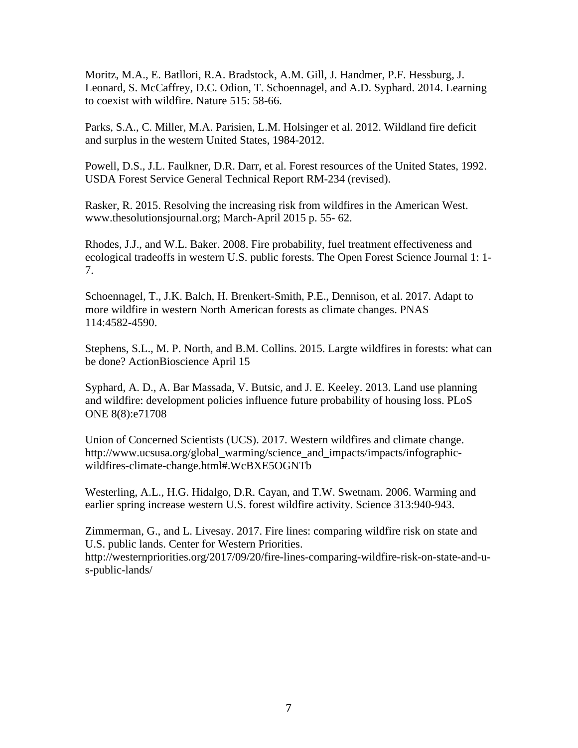Moritz, M.A., E. Batllori, R.A. Bradstock, A.M. Gill, J. Handmer, P.F. Hessburg, J. Leonard, S. McCaffrey, D.C. Odion, T. Schoennagel, and A.D. Syphard. 2014. Learning to coexist with wildfire. Nature 515: 58-66.

Parks, S.A., C. Miller, M.A. Parisien, L.M. Holsinger et al. 2012. Wildland fire deficit and surplus in the western United States, 1984-2012.

Powell, D.S., J.L. Faulkner, D.R. Darr, et al. Forest resources of the United States, 1992. USDA Forest Service General Technical Report RM-234 (revised).

Rasker, R. 2015. Resolving the increasing risk from wildfires in the American West. www.thesolutionsjournal.org; March-April 2015 p. 55- 62.

Rhodes, J.J., and W.L. Baker. 2008. Fire probability, fuel treatment effectiveness and ecological tradeoffs in western U.S. public forests. The Open Forest Science Journal 1: 1-7.

Schoennagel, T., J.K. Balch, H. Brenkert-Smith, P.E., Dennison, et al. 2017. Adapt to more wildfire in western North American forests as climate changes. PNAS 114:4582-4590.

Stephens, S.L., M. P. North, and B.M. Collins. 2015. Largte wildfires in forests: what can be done? ActionBioscience April 15

Syphard, A. D., A. Bar Massada, V. Butsic, and J. E. Keeley. 2013. Land use planning and wildfire: development policies influence future probability of housing loss. PLoS ONE 8(8):e71708

Union of Concerned Scientists (UCS). 2017. Western wildfires and climate change. http://www.ucsusa.org/global_warming/science_and_impacts/impacts/infographic-wildfires-climate-change.html#.WcBXE5OGNTb

Westerling, A.L., H.G. Hidalgo, D.R. Cayan, and T.W. Swetnam. 2006. Warming and earlier spring increase western U.S. forest wildfire activity. Science 313:940-943.

Zimmerman, G., and L. Livesay. 2017. Fire lines: comparing wildfire risk on state and U.S. public lands. Center for Western Priorities. http://westernpriorities.org/2017/09/20/fire-lines-comparing-wildfire-risk-on-state-and-u-s-public-lands/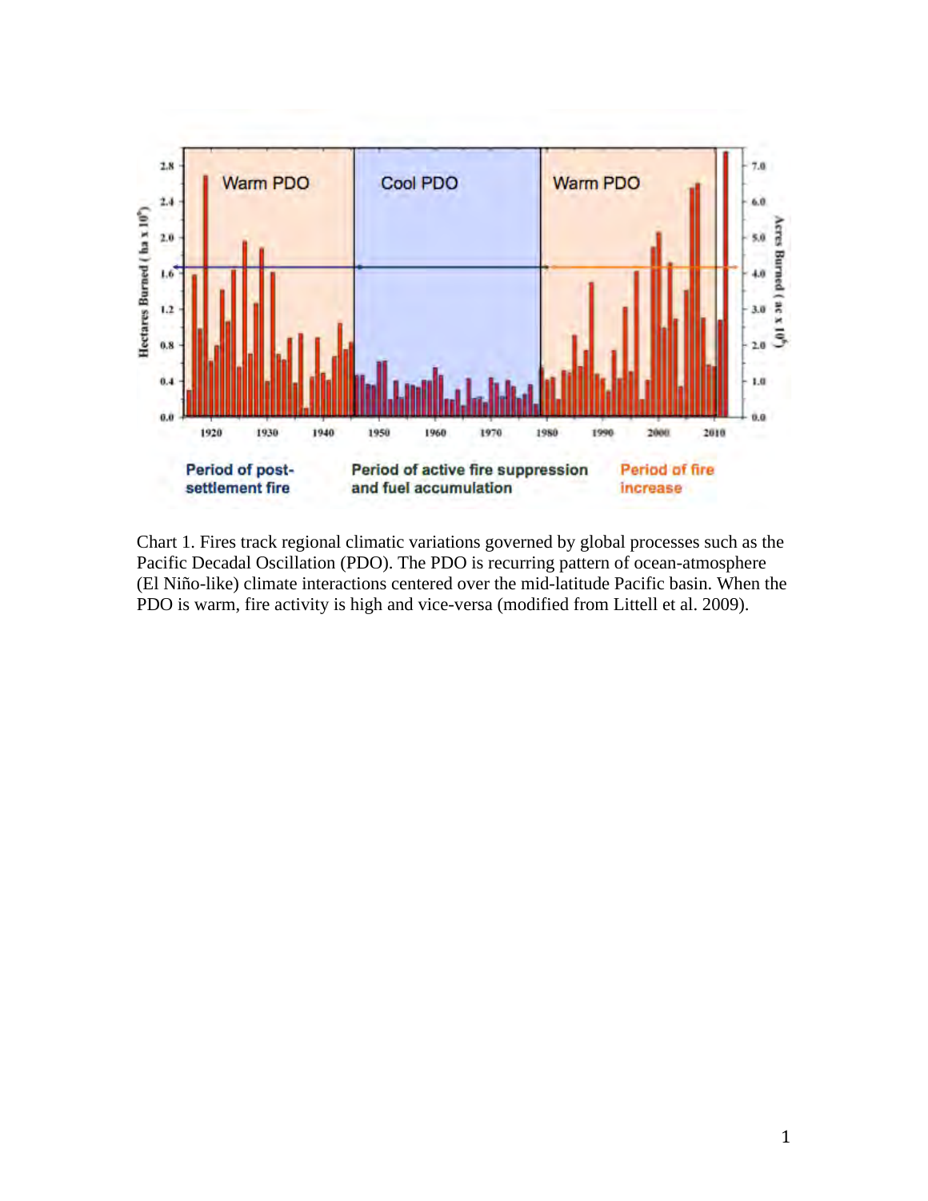Warm PDO

Cool PDO

Warm PDO

Hectares Burned ( ha x 10^6 )

Acres Burned ( ac x 10^6 )

2.8
2.4
2.0
1.6
1.2
0.8
0.4
0.0

7.0
6.0
5.0
4.0
3.0
2.0
1.0
0.0

1920 1930 1940 1950 1960 1970 1980 1990 2000 2010

Period of post-settlement fire

Period of active fire suppression and fuel accumulation

Period of fire increase

Chart 1. Fires track regional climatic variations governed by global processes such as the Pacific Decadal Oscillation (PDO). The PDO is recurring pattern of ocean-atmosphere (El Niño-like) climate interactions centered over the mid-latitude Pacific basin. When the PDO is warm, fire activity is high and vice-versa (modified from Littell et al. 2009).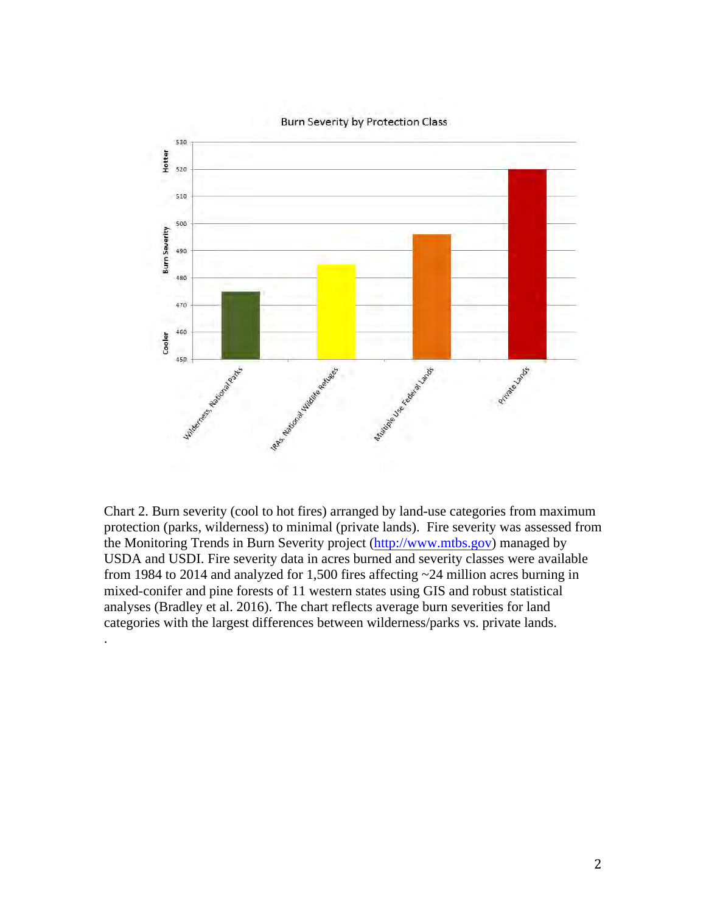Burn Severity by Protection Class

Hotter

Burn Severity

Cooler

530
520
510
500
490
480
470
460
450

Wilderness, National Parks

IRAs, National Wildlife Refuges

Multiple Use Federal Lands

Private Lands

Chart 2. Burn severity (cool to hot fires) arranged by land-use categories from maximum protection (parks, wilderness) to minimal (private lands). Fire severity was assessed from the Monitoring Trends in Burn Severity project (http://www.mtbs.gov) managed by USDA and USDI. Fire severity data in acres burned and severity classes were available from 1984 to 2014 and analyzed for 1,500 fires affecting ~24 million acres burning in mixed-conifer and pine forests of 11 western states using GIS and robust statistical analyses (Bradley et al. 2016). The chart reflects average burn severities for land categories with the largest differences between wilderness/parks vs. private lands.

.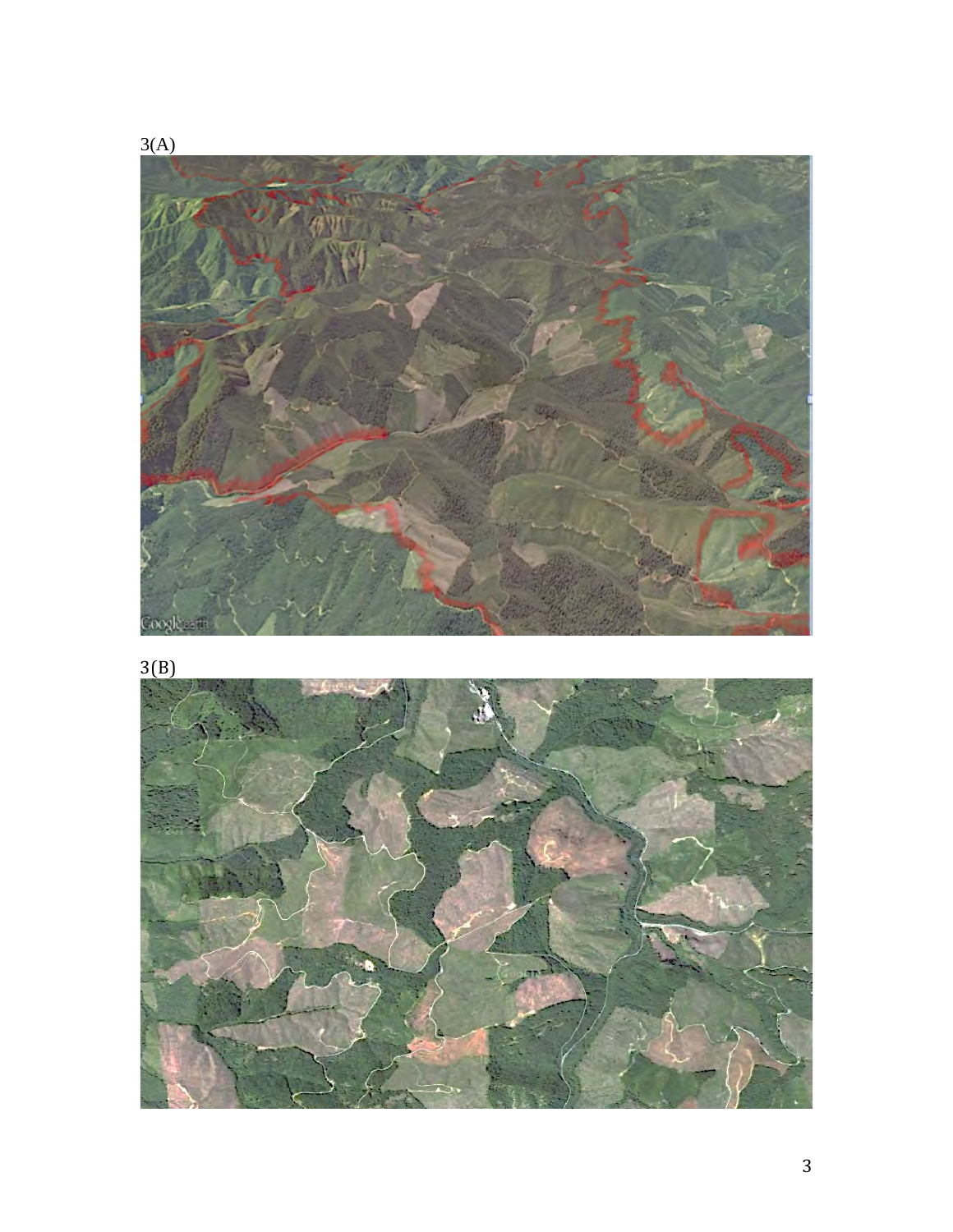3(A)

3(B)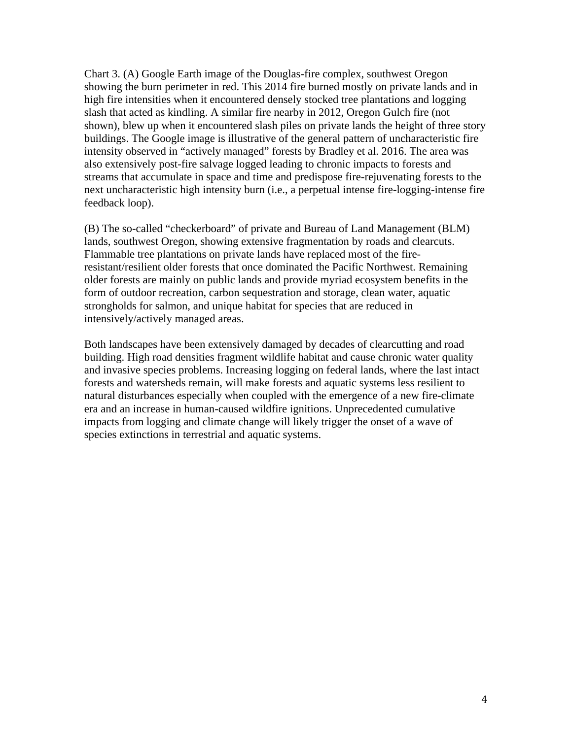Chart 3. (A) Google Earth image of the Douglas-fire complex, southwest Oregon showing the burn perimeter in red. This 2014 fire burned mostly on private lands and in high fire intensities when it encountered densely stocked tree plantations and logging slash that acted as kindling. A similar fire nearby in 2012, Oregon Gulch fire (not shown), blew up when it encountered slash piles on private lands the height of three story buildings. The Google image is illustrative of the general pattern of uncharacteristic fire intensity observed in "actively managed" forests by Bradley et al. 2016. The area was also extensively post-fire salvage logged leading to chronic impacts to forests and streams that accumulate in space and time and predispose fire-rejuvenating forests to the next uncharacteristic high intensity burn (i.e., a perpetual intense fire-logging-intense fire feedback loop).

(B) The so-called "checkerboard" of private and Bureau of Land Management (BLM) lands, southwest Oregon, showing extensive fragmentation by roads and clearcuts. Flammable tree plantations on private lands have replaced most of the fire-resistant/resilient older forests that once dominated the Pacific Northwest. Remaining older forests are mainly on public lands and provide myriad ecosystem benefits in the form of outdoor recreation, carbon sequestration and storage, clean water, aquatic strongholds for salmon, and unique habitat for species that are reduced in intensively/actively managed areas.

Both landscapes have been extensively damaged by decades of clearcutting and road building. High road densities fragment wildlife habitat and cause chronic water quality and invasive species problems. Increasing logging on federal lands, where the last intact forests and watersheds remain, will make forests and aquatic systems less resilient to natural disturbances especially when coupled with the emergence of a new fire-climate era and an increase in human-caused wildfire ignitions. Unprecedented cumulative impacts from logging and climate change will likely trigger the onset of a wave of species extinctions in terrestrial and aquatic systems.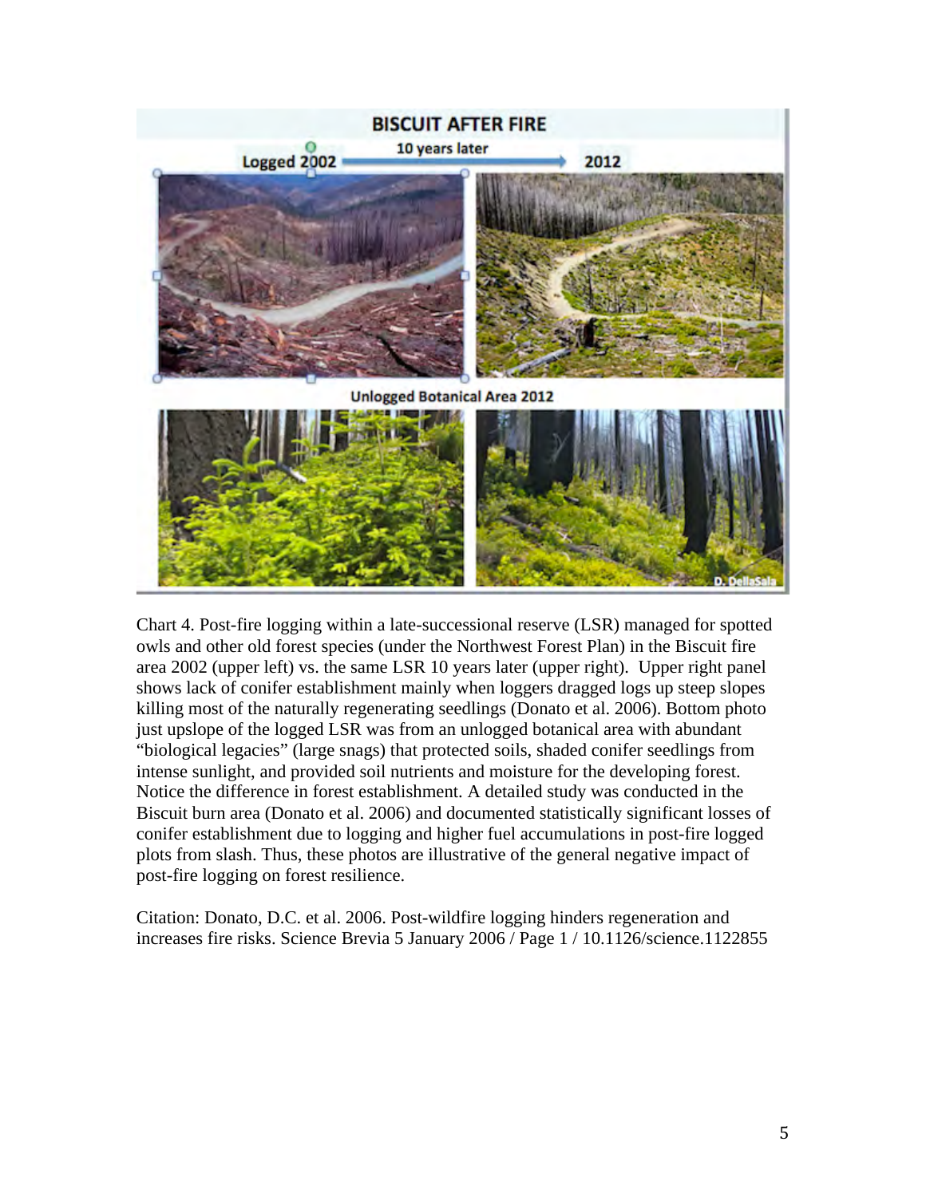BISCUIT AFTER FIRE

Logged 2002

10 years later

2012

Unlogged Botanical Area 2012

D. DellaSala

Chart 4. Post-fire logging within a late-successional reserve (LSR) managed for spotted owls and other old forest species (under the Northwest Forest Plan) in the Biscuit fire area 2002 (upper left) vs. the same LSR 10 years later (upper right). Upper right panel shows lack of conifer establishment mainly when loggers dragged logs up steep slopes killing most of the naturally regenerating seedlings (Donato et al. 2006). Bottom photo just upslope of the logged LSR was from an unlogged botanical area with abundant "biological legacies" (large snags) that protected soils, shaded conifer seedlings from intense sunlight, and provided soil nutrients and moisture for the developing forest. Notice the difference in forest establishment. A detailed study was conducted in the Biscuit burn area (Donato et al. 2006) and documented statistically significant losses of conifer establishment due to logging and higher fuel accumulations in post-fire logged plots from slash. Thus, these photos are illustrative of the general negative impact of post-fire logging on forest resilience.

Citation: Donato, D.C. et al. 2006. Post-wildfire logging hinders regeneration and increases fire risks. Science Brevia 5 January 2006 / Page 1 / 10.1126/science.1122855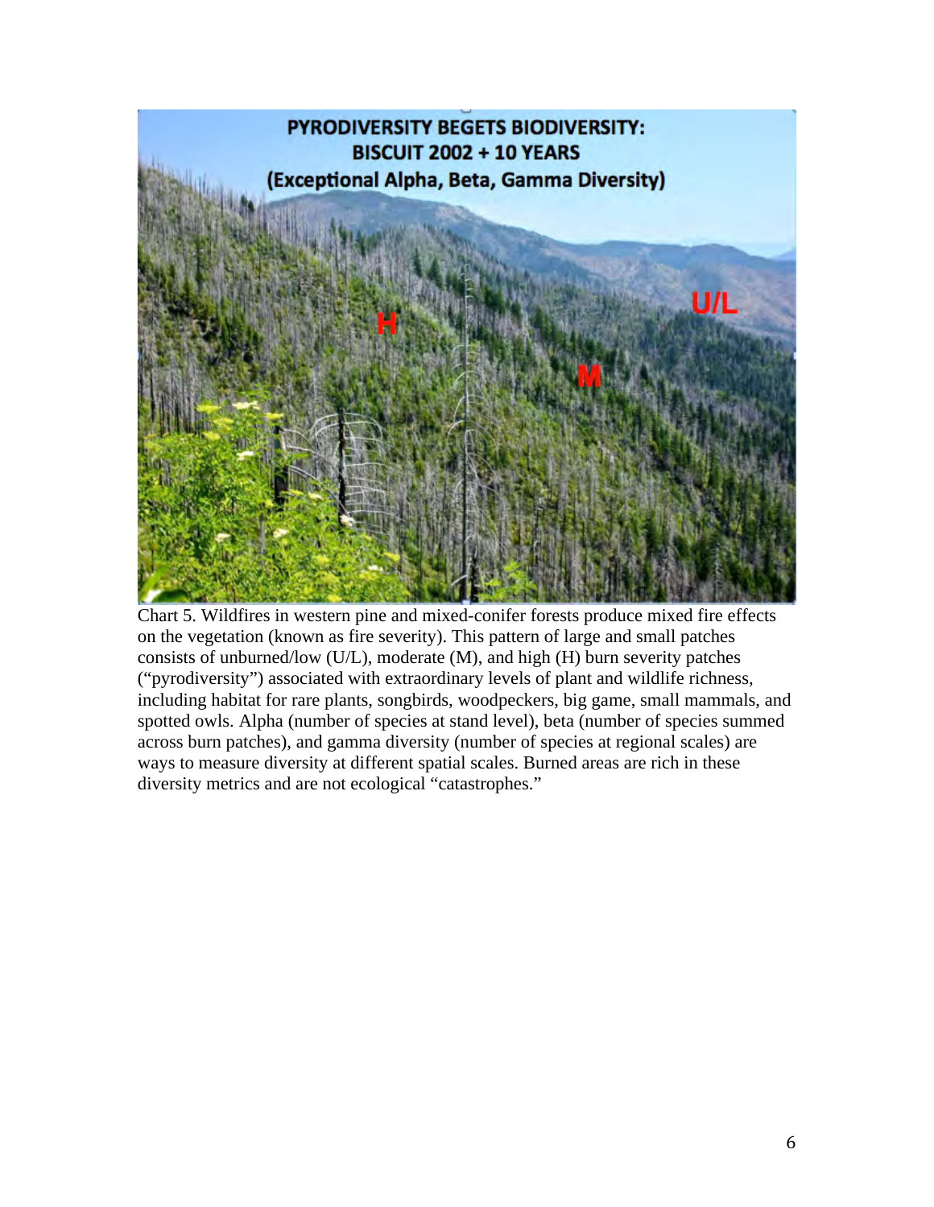PYRODIVERSITY BEGETS BIODIVERSITY:
BISCUIT 2002 + 10 YEARS
(Exceptional Alpha, Beta, Gamma Diversity)

H

M

U/L

Chart 5. Wildfires in western pine and mixed-conifer forests produce mixed fire effects on the vegetation (known as fire severity). This pattern of large and small patches consists of unburned/low (U/L), moderate (M), and high (H) burn severity patches ("pyrodiversity") associated with extraordinary levels of plant and wildlife richness, including habitat for rare plants, songbirds, woodpeckers, big game, small mammals, and spotted owls. Alpha (number of species at stand level), beta (number of species summed across burn patches), and gamma diversity (number of species at regional scales) are ways to measure diversity at different spatial scales. Burned areas are rich in these diversity metrics and are not ecological "catastrophes."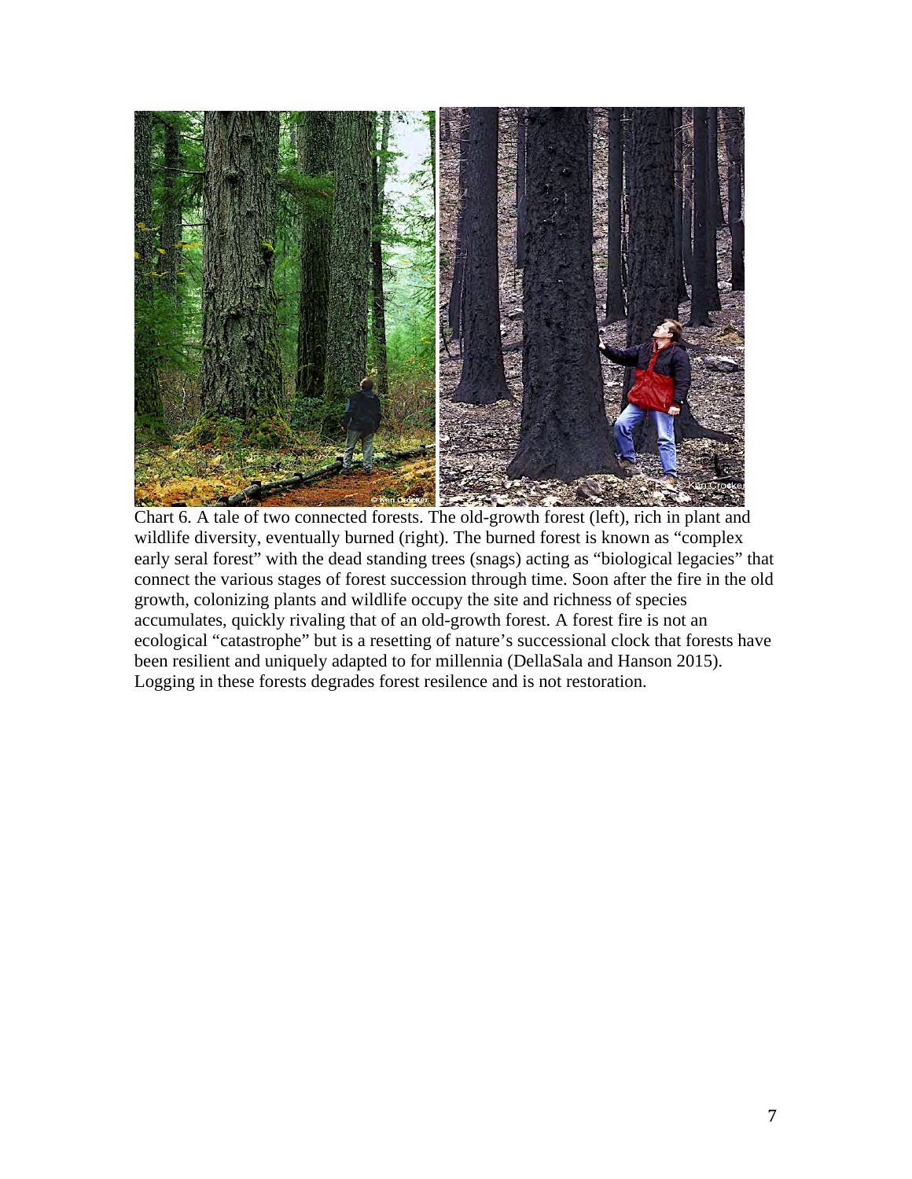Chart 6. A tale of two connected forests. The old-growth forest (left), rich in plant and wildlife diversity, eventually burned (right). The burned forest is known as "complex early seral forest" with the dead standing trees (snags) acting as "biological legacies" that connect the various stages of forest succession through time. Soon after the fire in the old growth, colonizing plants and wildlife occupy the site and richness of species accumulates, quickly rivaling that of an old-growth forest. A forest fire is not an ecological "catastrophe" but is a resetting of nature's successional clock that forests have been resilient and uniquely adapted to for millennia (DellaSala and Hanson 2015). Logging in these forests degrades forest resilence and is not restoration.